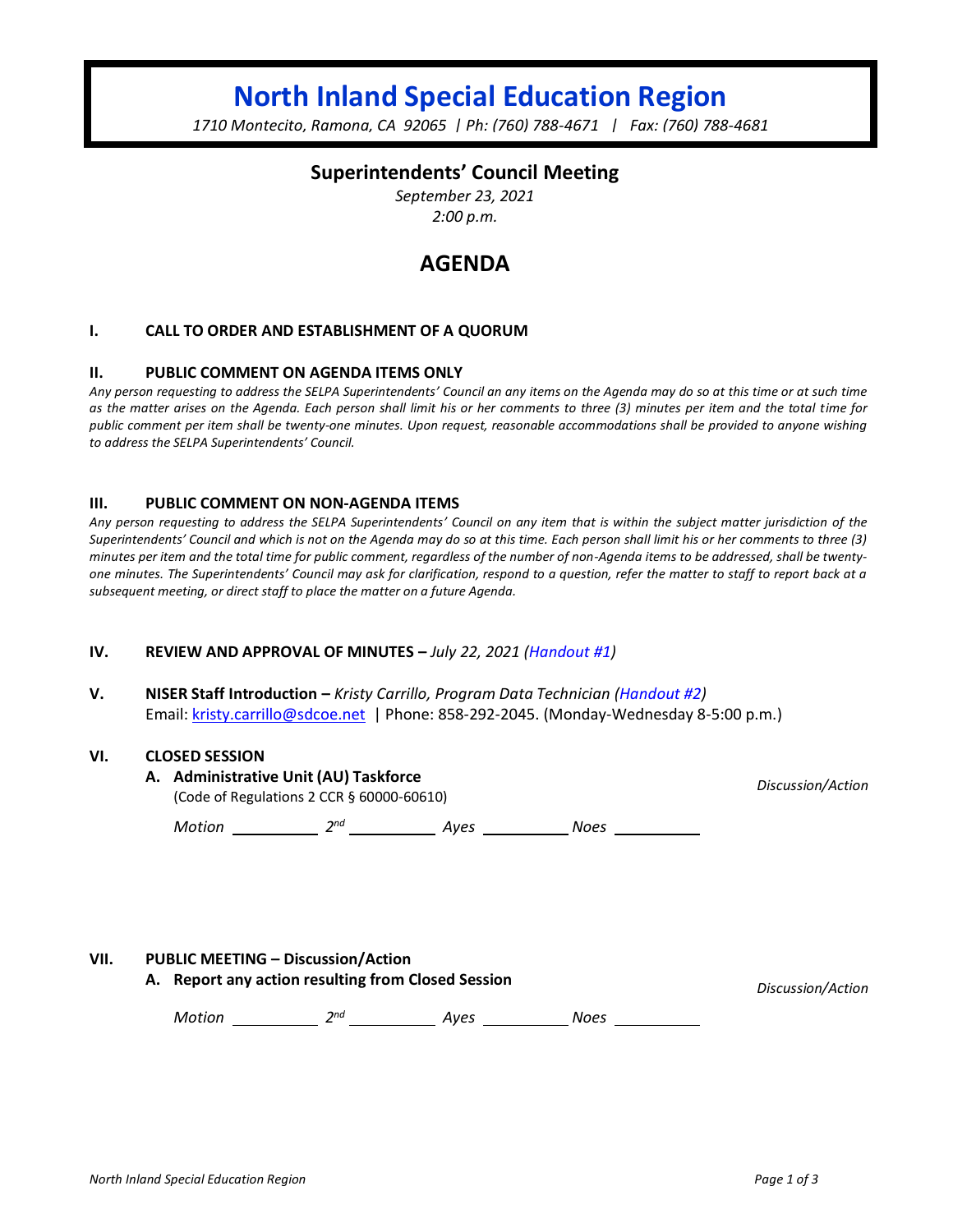# North Inland Special Education Region

*1710 Montecito, Ramona, CA 92065 | Ph: (760) 788-4671 | Fax: (760) 788-4681*

## Superintendents' Council Meeting

*September 23, 2021*
*2:00 p.m.*

# AGENDA

### I. CALL TO ORDER AND ESTABLISHMENT OF A QUORUM

### II. PUBLIC COMMENT ON AGENDA ITEMS ONLY

*Any person requesting to address the SELPA Superintendents' Council an any items on the Agenda may do so at this time or at such time as the matter arises on the Agenda. Each person shall limit his or her comments to three (3) minutes per item and the total time for public comment per item shall be twenty-one minutes. Upon request, reasonable accommodations shall be provided to anyone wishing to address the SELPA Superintendents' Council.*

### III. PUBLIC COMMENT ON NON-AGENDA ITEMS

*Any person requesting to address the SELPA Superintendents' Council on any item that is within the subject matter jurisdiction of the Superintendents' Council and which is not on the Agenda may do so at this time. Each person shall limit his or her comments to three (3) minutes per item and the total time for public comment, regardless of the number of non-Agenda items to be addressed, shall be twenty-one minutes. The Superintendents' Council may ask for clarification, respond to a question, refer the matter to staff to report back at a subsequent meeting, or direct staff to place the matter on a future Agenda.*

### IV. REVIEW AND APPROVAL OF MINUTES – *July 22, 2021 (Handout #1)*

### V. NISER Staff Introduction – *Kristy Carrillo, Program Data Technician (Handout #2)*

Email: kristy.carrillo@sdcoe.net | Phone: 858-292-2045. (Monday-Wednesday 8-5:00 p.m.)

### VI. CLOSED SESSION

**A. Administrative Unit (AU) Taskforce** — *Discussion/Action*

(Code of Regulations 2 CCR § 60000-60610)

*Motion* ________ *2nd* ________ *Ayes* ________ *Noes* ________

### VII. PUBLIC MEETING – Discussion/Action

**A. Report any action resulting from Closed Session** — *Discussion/Action*

*Motion* ________ *2nd* ________ *Ayes* ________ *Noes* ________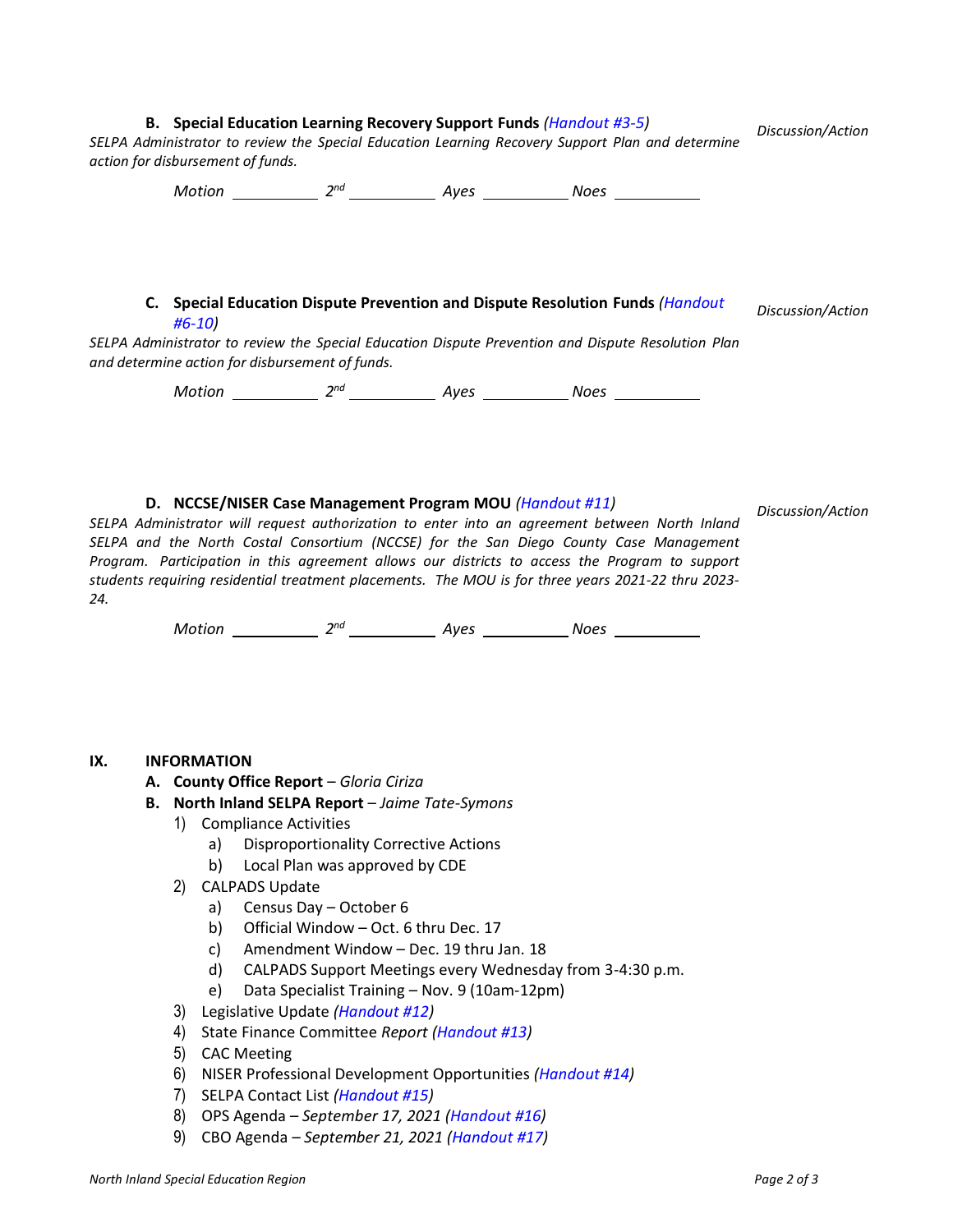**B. Special Education Learning Recovery Support Funds** *(Handout #3-5)* *Discussion/Action*

*SELPA Administrator to review the Special Education Learning Recovery Support Plan and determine action for disbursement of funds.*

*Motion* ________ *2nd* ________ *Ayes* ________ *Noes* ________

**C. Special Education Dispute Prevention and Dispute Resolution Funds** *(Handout #6-10)* *Discussion/Action*

*SELPA Administrator to review the Special Education Dispute Prevention and Dispute Resolution Plan and determine action for disbursement of funds.*

*Motion* ________ *2nd* ________ *Ayes* ________ *Noes* ________

**D. NCCSE/NISER Case Management Program MOU** *(Handout #11)* *Discussion/Action*

*SELPA Administrator will request authorization to enter into an agreement between North Inland SELPA and the North Costal Consortium (NCCSE) for the San Diego County Case Management Program. Participation in this agreement allows our districts to access the Program to support students requiring residential treatment placements. The MOU is for three years 2021-22 thru 2023-24.*

*Motion* ________ *2nd* ________ *Ayes* ________ *Noes* ________

## IX. INFORMATION

**A. County Office Report** – *Gloria Ciriza*

**B. North Inland SELPA Report** – *Jaime Tate-Symons*

1) Compliance Activities
   a) Disproportionality Corrective Actions
   b) Local Plan was approved by CDE
2) CALPADS Update
   a) Census Day – October 6
   b) Official Window – Oct. 6 thru Dec. 17
   c) Amendment Window – Dec. 19 thru Jan. 18
   d) CALPADS Support Meetings every Wednesday from 3-4:30 p.m.
   e) Data Specialist Training – Nov. 9 (10am-12pm)
3) Legislative Update *(Handout #12)*
4) State Finance Committee *Report (Handout #13)*
5) CAC Meeting
6) NISER Professional Development Opportunities *(Handout #14)*
7) SELPA Contact List *(Handout #15)*
8) OPS Agenda – *September 17, 2021 (Handout #16)*
9) CBO Agenda – *September 21, 2021 (Handout #17)*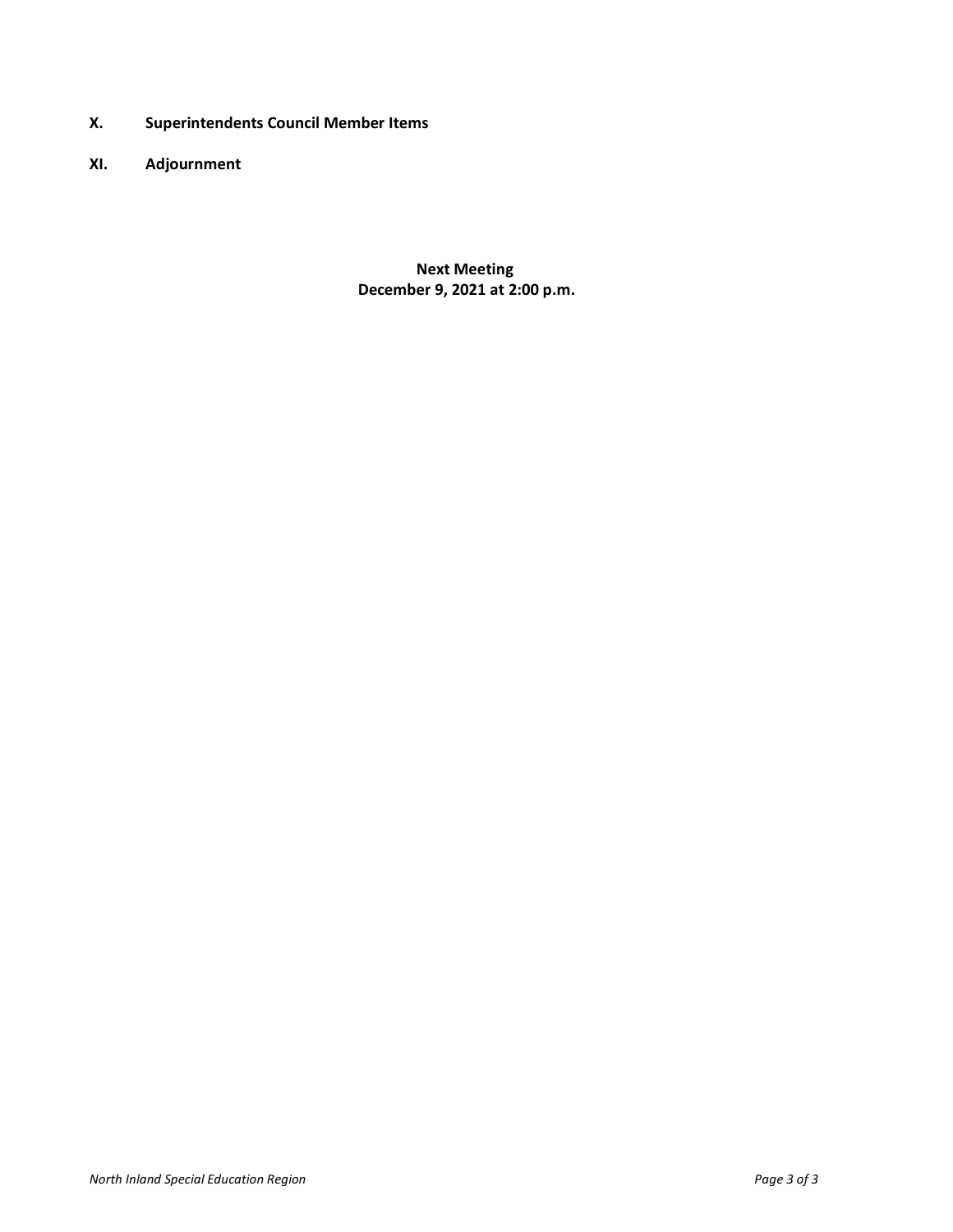**X. Superintendents Council Member Items**

**XI. Adjournment**

**Next Meeting**
**December 9, 2021 at 2:00 p.m.**